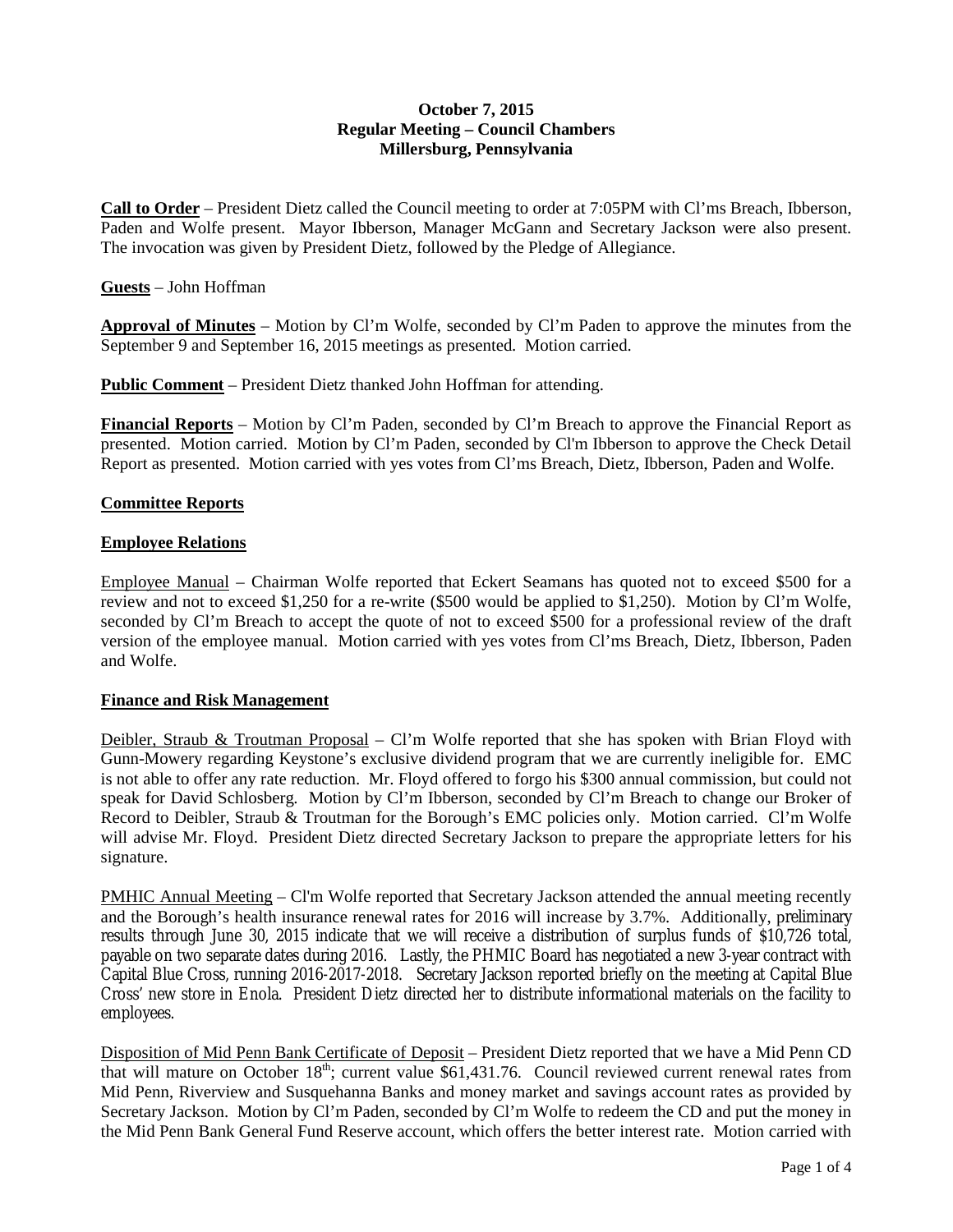**October 7, 2015**
**Regular Meeting – Council Chambers**
**Millersburg, Pennsylvania**

**Call to Order** – President Dietz called the Council meeting to order at 7:05PM with Cl'ms Breach, Ibberson, Paden and Wolfe present. Mayor Ibberson, Manager McGann and Secretary Jackson were also present. The invocation was given by President Dietz, followed by the Pledge of Allegiance.

**Guests** – John Hoffman

**Approval of Minutes** – Motion by Cl'm Wolfe, seconded by Cl'm Paden to approve the minutes from the September 9 and September 16, 2015 meetings as presented. Motion carried.

**Public Comment** – President Dietz thanked John Hoffman for attending.

**Financial Reports** – Motion by Cl'm Paden, seconded by Cl'm Breach to approve the Financial Report as presented. Motion carried. Motion by Cl'm Paden, seconded by Cl'm Ibberson to approve the Check Detail Report as presented. Motion carried with yes votes from Cl'ms Breach, Dietz, Ibberson, Paden and Wolfe.

**Committee Reports**

**Employee Relations**

Employee Manual – Chairman Wolfe reported that Eckert Seamans has quoted not to exceed $500 for a review and not to exceed $1,250 for a re-write ($500 would be applied to $1,250). Motion by Cl'm Wolfe, seconded by Cl'm Breach to accept the quote of not to exceed $500 for a professional review of the draft version of the employee manual. Motion carried with yes votes from Cl'ms Breach, Dietz, Ibberson, Paden and Wolfe.

**Finance and Risk Management**

Deibler, Straub & Troutman Proposal – Cl'm Wolfe reported that she has spoken with Brian Floyd with Gunn-Mowery regarding Keystone's exclusive dividend program that we are currently ineligible for. EMC is not able to offer any rate reduction. Mr. Floyd offered to forgo his $300 annual commission, but could not speak for David Schlosberg. Motion by Cl'm Ibberson, seconded by Cl'm Breach to change our Broker of Record to Deibler, Straub & Troutman for the Borough's EMC policies only. Motion carried. Cl'm Wolfe will advise Mr. Floyd. President Dietz directed Secretary Jackson to prepare the appropriate letters for his signature.

PMHIC Annual Meeting – Cl'm Wolfe reported that Secretary Jackson attended the annual meeting recently and the Borough's health insurance renewal rates for 2016 will increase by 3.7%. Additionally, preliminary results through June 30, 2015 indicate that we will receive a distribution of surplus funds of $10,726 total, payable on two separate dates during 2016. Lastly, the PHMIC Board has negotiated a new 3-year contract with Capital Blue Cross, running 2016-2017-2018. Secretary Jackson reported briefly on the meeting at Capital Blue Cross' new store in Enola. President Dietz directed her to distribute informational materials on the facility to employees.

Disposition of Mid Penn Bank Certificate of Deposit – President Dietz reported that we have a Mid Penn CD that will mature on October 18th; current value $61,431.76. Council reviewed current renewal rates from Mid Penn, Riverview and Susquehanna Banks and money market and savings account rates as provided by Secretary Jackson. Motion by Cl'm Paden, seconded by Cl'm Wolfe to redeem the CD and put the money in the Mid Penn Bank General Fund Reserve account, which offers the better interest rate. Motion carried with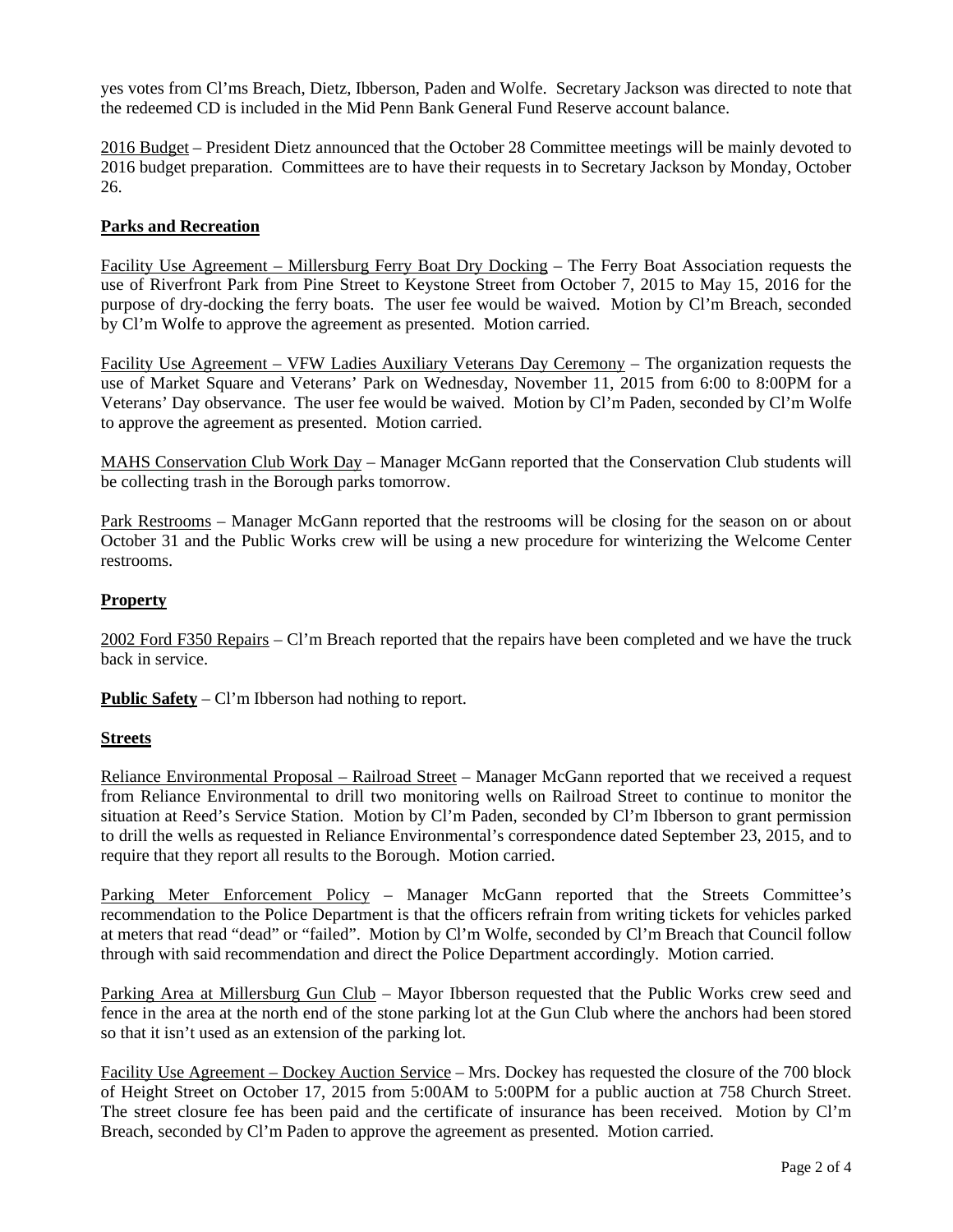yes votes from Cl'ms Breach, Dietz, Ibberson, Paden and Wolfe. Secretary Jackson was directed to note that the redeemed CD is included in the Mid Penn Bank General Fund Reserve account balance.

2016 Budget – President Dietz announced that the October 28 Committee meetings will be mainly devoted to 2016 budget preparation. Committees are to have their requests in to Secretary Jackson by Monday, October 26.

**Parks and Recreation**

Facility Use Agreement – Millersburg Ferry Boat Dry Docking – The Ferry Boat Association requests the use of Riverfront Park from Pine Street to Keystone Street from October 7, 2015 to May 15, 2016 for the purpose of dry-docking the ferry boats. The user fee would be waived. Motion by Cl'm Breach, seconded by Cl'm Wolfe to approve the agreement as presented. Motion carried.

Facility Use Agreement – VFW Ladies Auxiliary Veterans Day Ceremony – The organization requests the use of Market Square and Veterans' Park on Wednesday, November 11, 2015 from 6:00 to 8:00PM for a Veterans' Day observance. The user fee would be waived. Motion by Cl'm Paden, seconded by Cl'm Wolfe to approve the agreement as presented. Motion carried.

MAHS Conservation Club Work Day – Manager McGann reported that the Conservation Club students will be collecting trash in the Borough parks tomorrow.

Park Restrooms – Manager McGann reported that the restrooms will be closing for the season on or about October 31 and the Public Works crew will be using a new procedure for winterizing the Welcome Center restrooms.

**Property**

2002 Ford F350 Repairs – Cl'm Breach reported that the repairs have been completed and we have the truck back in service.

**Public Safety** – Cl'm Ibberson had nothing to report.

**Streets**

Reliance Environmental Proposal – Railroad Street – Manager McGann reported that we received a request from Reliance Environmental to drill two monitoring wells on Railroad Street to continue to monitor the situation at Reed's Service Station. Motion by Cl'm Paden, seconded by Cl'm Ibberson to grant permission to drill the wells as requested in Reliance Environmental's correspondence dated September 23, 2015, and to require that they report all results to the Borough. Motion carried.

Parking Meter Enforcement Policy – Manager McGann reported that the Streets Committee's recommendation to the Police Department is that the officers refrain from writing tickets for vehicles parked at meters that read "dead" or "failed". Motion by Cl'm Wolfe, seconded by Cl'm Breach that Council follow through with said recommendation and direct the Police Department accordingly. Motion carried.

Parking Area at Millersburg Gun Club – Mayor Ibberson requested that the Public Works crew seed and fence in the area at the north end of the stone parking lot at the Gun Club where the anchors had been stored so that it isn't used as an extension of the parking lot.

Facility Use Agreement – Dockey Auction Service – Mrs. Dockey has requested the closure of the 700 block of Height Street on October 17, 2015 from 5:00AM to 5:00PM for a public auction at 758 Church Street. The street closure fee has been paid and the certificate of insurance has been received. Motion by Cl'm Breach, seconded by Cl'm Paden to approve the agreement as presented. Motion carried.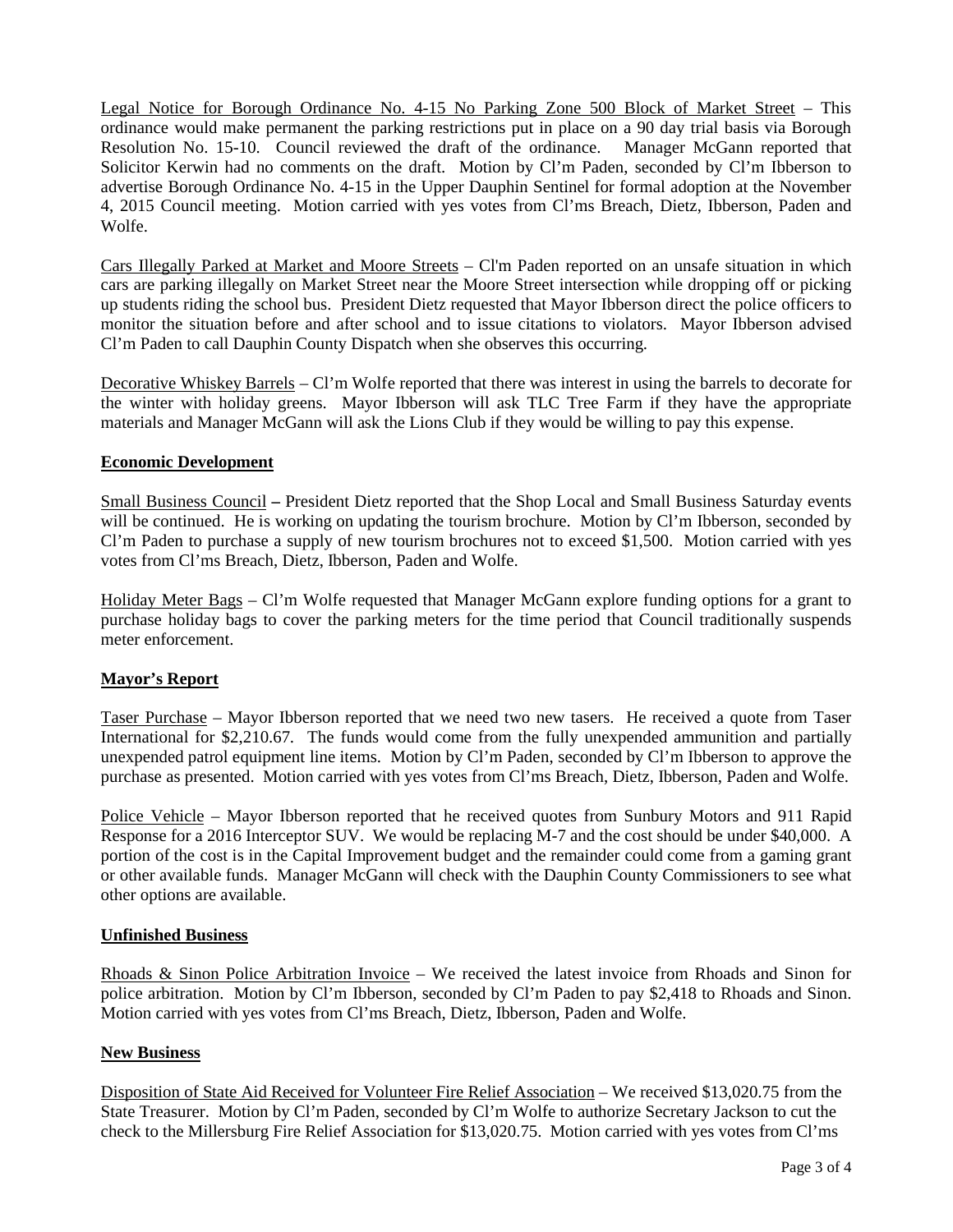Legal Notice for Borough Ordinance No. 4-15 No Parking Zone 500 Block of Market Street – This ordinance would make permanent the parking restrictions put in place on a 90 day trial basis via Borough Resolution No. 15-10. Council reviewed the draft of the ordinance. Manager McGann reported that Solicitor Kerwin had no comments on the draft. Motion by Cl'm Paden, seconded by Cl'm Ibberson to advertise Borough Ordinance No. 4-15 in the Upper Dauphin Sentinel for formal adoption at the November 4, 2015 Council meeting. Motion carried with yes votes from Cl'ms Breach, Dietz, Ibberson, Paden and Wolfe.

Cars Illegally Parked at Market and Moore Streets – Cl'm Paden reported on an unsafe situation in which cars are parking illegally on Market Street near the Moore Street intersection while dropping off or picking up students riding the school bus. President Dietz requested that Mayor Ibberson direct the police officers to monitor the situation before and after school and to issue citations to violators. Mayor Ibberson advised Cl'm Paden to call Dauphin County Dispatch when she observes this occurring.

Decorative Whiskey Barrels – Cl'm Wolfe reported that there was interest in using the barrels to decorate for the winter with holiday greens. Mayor Ibberson will ask TLC Tree Farm if they have the appropriate materials and Manager McGann will ask the Lions Club if they would be willing to pay this expense.

**Economic Development**

Small Business Council **–** President Dietz reported that the Shop Local and Small Business Saturday events will be continued. He is working on updating the tourism brochure. Motion by Cl'm Ibberson, seconded by Cl'm Paden to purchase a supply of new tourism brochures not to exceed $1,500. Motion carried with yes votes from Cl'ms Breach, Dietz, Ibberson, Paden and Wolfe.

Holiday Meter Bags – Cl'm Wolfe requested that Manager McGann explore funding options for a grant to purchase holiday bags to cover the parking meters for the time period that Council traditionally suspends meter enforcement.

**Mayor's Report**

Taser Purchase – Mayor Ibberson reported that we need two new tasers. He received a quote from Taser International for $2,210.67. The funds would come from the fully unexpended ammunition and partially unexpended patrol equipment line items. Motion by Cl'm Paden, seconded by Cl'm Ibberson to approve the purchase as presented. Motion carried with yes votes from Cl'ms Breach, Dietz, Ibberson, Paden and Wolfe.

Police Vehicle – Mayor Ibberson reported that he received quotes from Sunbury Motors and 911 Rapid Response for a 2016 Interceptor SUV. We would be replacing M-7 and the cost should be under $40,000. A portion of the cost is in the Capital Improvement budget and the remainder could come from a gaming grant or other available funds. Manager McGann will check with the Dauphin County Commissioners to see what other options are available.

**Unfinished Business**

Rhoads & Sinon Police Arbitration Invoice – We received the latest invoice from Rhoads and Sinon for police arbitration. Motion by Cl'm Ibberson, seconded by Cl'm Paden to pay $2,418 to Rhoads and Sinon. Motion carried with yes votes from Cl'ms Breach, Dietz, Ibberson, Paden and Wolfe.

**New Business**

Disposition of State Aid Received for Volunteer Fire Relief Association – We received $13,020.75 from the State Treasurer. Motion by Cl'm Paden, seconded by Cl'm Wolfe to authorize Secretary Jackson to cut the check to the Millersburg Fire Relief Association for $13,020.75. Motion carried with yes votes from Cl'ms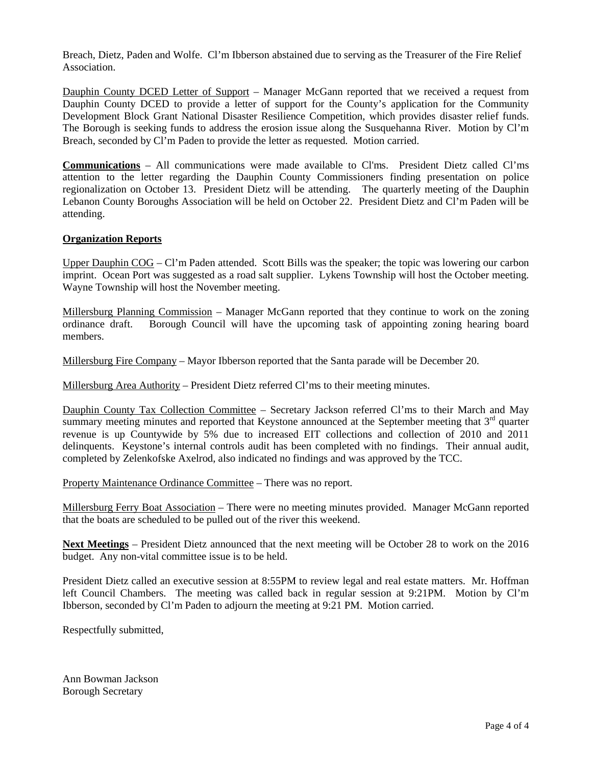Breach, Dietz, Paden and Wolfe. Cl'm Ibberson abstained due to serving as the Treasurer of the Fire Relief Association.

Dauphin County DCED Letter of Support – Manager McGann reported that we received a request from Dauphin County DCED to provide a letter of support for the County's application for the Community Development Block Grant National Disaster Resilience Competition, which provides disaster relief funds. The Borough is seeking funds to address the erosion issue along the Susquehanna River. Motion by Cl'm Breach, seconded by Cl'm Paden to provide the letter as requested. Motion carried.

**Communications** – All communications were made available to Cl'ms. President Dietz called Cl'ms attention to the letter regarding the Dauphin County Commissioners finding presentation on police regionalization on October 13. President Dietz will be attending. The quarterly meeting of the Dauphin Lebanon County Boroughs Association will be held on October 22. President Dietz and Cl'm Paden will be attending.

**Organization Reports**

Upper Dauphin COG – Cl'm Paden attended. Scott Bills was the speaker; the topic was lowering our carbon imprint. Ocean Port was suggested as a road salt supplier. Lykens Township will host the October meeting. Wayne Township will host the November meeting.

Millersburg Planning Commission – Manager McGann reported that they continue to work on the zoning ordinance draft. Borough Council will have the upcoming task of appointing zoning hearing board members.

Millersburg Fire Company – Mayor Ibberson reported that the Santa parade will be December 20.

Millersburg Area Authority – President Dietz referred Cl'ms to their meeting minutes.

Dauphin County Tax Collection Committee – Secretary Jackson referred Cl'ms to their March and May summary meeting minutes and reported that Keystone announced at the September meeting that 3rd quarter revenue is up Countywide by 5% due to increased EIT collections and collection of 2010 and 2011 delinquents. Keystone's internal controls audit has been completed with no findings. Their annual audit, completed by Zelenkofske Axelrod, also indicated no findings and was approved by the TCC.

Property Maintenance Ordinance Committee – There was no report.

Millersburg Ferry Boat Association – There were no meeting minutes provided. Manager McGann reported that the boats are scheduled to be pulled out of the river this weekend.

**Next Meetings** – President Dietz announced that the next meeting will be October 28 to work on the 2016 budget. Any non-vital committee issue is to be held.

President Dietz called an executive session at 8:55PM to review legal and real estate matters. Mr. Hoffman left Council Chambers. The meeting was called back in regular session at 9:21PM. Motion by Cl'm Ibberson, seconded by Cl'm Paden to adjourn the meeting at 9:21 PM. Motion carried.

Respectfully submitted,

Ann Bowman Jackson
Borough Secretary